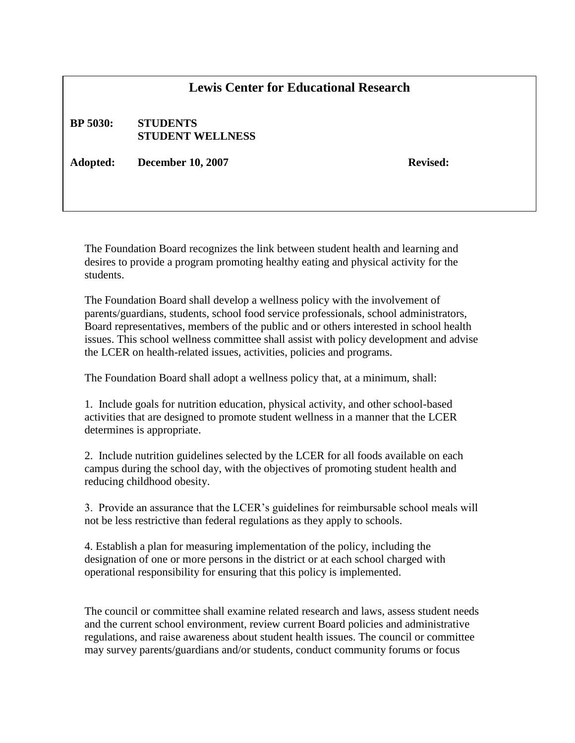# Lewis Center for Educational Research

**BP 5030: STUDENTS**
**STUDENT WELLNESS**

**Adopted: December 10, 2007** **Revised:**

The Foundation Board recognizes the link between student health and learning and desires to provide a program promoting healthy eating and physical activity for the students.

The Foundation Board shall develop a wellness policy with the involvement of parents/guardians, students, school food service professionals, school administrators, Board representatives, members of the public and or others interested in school health issues. This school wellness committee shall assist with policy development and advise the LCER on health-related issues, activities, policies and programs.

The Foundation Board shall adopt a wellness policy that, at a minimum, shall:

1. Include goals for nutrition education, physical activity, and other school-based activities that are designed to promote student wellness in a manner that the LCER determines is appropriate.

2. Include nutrition guidelines selected by the LCER for all foods available on each campus during the school day, with the objectives of promoting student health and reducing childhood obesity.

3. Provide an assurance that the LCER's guidelines for reimbursable school meals will not be less restrictive than federal regulations as they apply to schools.

4. Establish a plan for measuring implementation of the policy, including the designation of one or more persons in the district or at each school charged with operational responsibility for ensuring that this policy is implemented.

The council or committee shall examine related research and laws, assess student needs and the current school environment, review current Board policies and administrative regulations, and raise awareness about student health issues. The council or committee may survey parents/guardians and/or students, conduct community forums or focus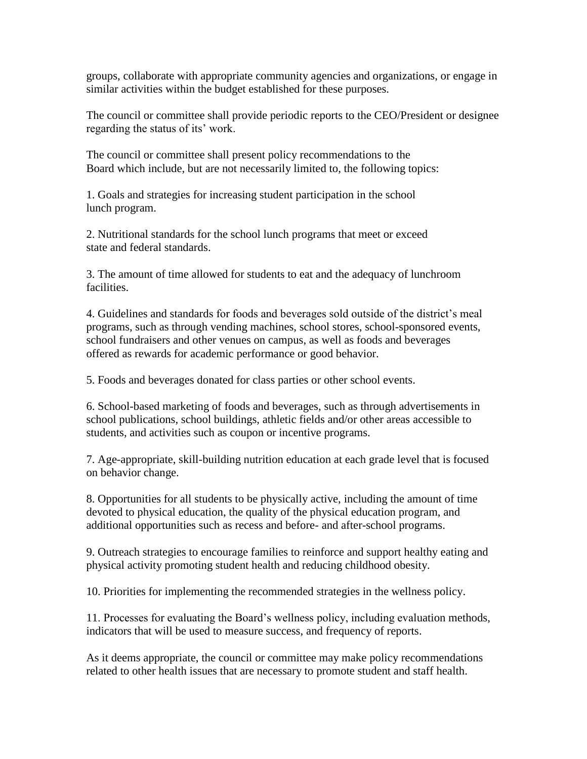groups, collaborate with appropriate community agencies and organizations, or engage in similar activities within the budget established for these purposes.

The council or committee shall provide periodic reports to the CEO/President or designee regarding the status of its' work.

The council or committee shall present policy recommendations to the Board which include, but are not necessarily limited to, the following topics:

1. Goals and strategies for increasing student participation in the school lunch program.

2. Nutritional standards for the school lunch programs that meet or exceed state and federal standards.

3. The amount of time allowed for students to eat and the adequacy of lunchroom facilities.

4. Guidelines and standards for foods and beverages sold outside of the district's meal programs, such as through vending machines, school stores, school-sponsored events, school fundraisers and other venues on campus, as well as foods and beverages offered as rewards for academic performance or good behavior.

5. Foods and beverages donated for class parties or other school events.

6. School-based marketing of foods and beverages, such as through advertisements in school publications, school buildings, athletic fields and/or other areas accessible to students, and activities such as coupon or incentive programs.

7. Age-appropriate, skill-building nutrition education at each grade level that is focused on behavior change.

8. Opportunities for all students to be physically active, including the amount of time devoted to physical education, the quality of the physical education program, and additional opportunities such as recess and before- and after-school programs.

9. Outreach strategies to encourage families to reinforce and support healthy eating and physical activity promoting student health and reducing childhood obesity.

10. Priorities for implementing the recommended strategies in the wellness policy.

11. Processes for evaluating the Board's wellness policy, including evaluation methods, indicators that will be used to measure success, and frequency of reports.

As it deems appropriate, the council or committee may make policy recommendations related to other health issues that are necessary to promote student and staff health.